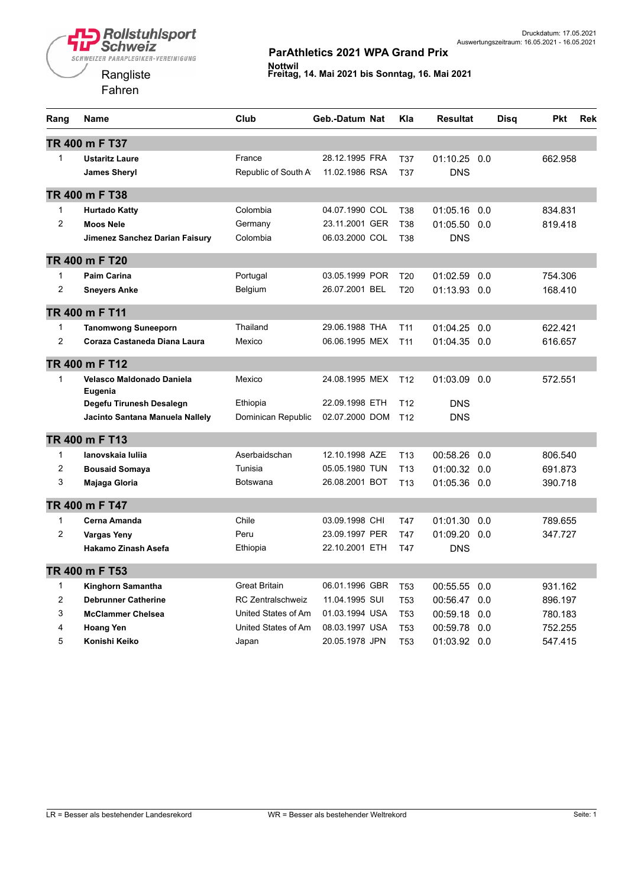Druckdatum: 17.05.2021
Auswertungszeitraum: 16.05.2021 - 16.05.2021

Rollstuhlsport Schweiz
SCHWEIZER PARAPLEGIKER-VEREINIGUNG

# ParAthletics 2021 WPA Grand Prix

**Nottwil**
**Freitag, 14. Mai 2021 bis Sonntag, 16. Mai 2021**

Rangliste
Fahren

| Rang | Name | Club | Geb.-Datum | Nat | Kla | Resultat | | Disq | Pkt | Rek |
|---|---|---|---|---|---|---|---|---|---|---|
| **TR 400 m F T37** | | | | | | | | | | |
| 1 | **Ustaritz Laure** | France | 28.12.1995 | FRA | T37 | 01:10.25 | 0.0 | | 662.958 | |
| | **James Sheryl** | Republic of South A | 11.02.1986 | RSA | T37 | DNS | | | | |
| **TR 400 m F T38** | | | | | | | | | | |
| 1 | **Hurtado Katty** | Colombia | 04.07.1990 | COL | T38 | 01:05.16 | 0.0 | | 834.831 | |
| 2 | **Moos Nele** | Germany | 23.11.2001 | GER | T38 | 01:05.50 | 0.0 | | 819.418 | |
| | **Jimenez Sanchez Darian Faisury** | Colombia | 06.03.2000 | COL | T38 | DNS | | | | |
| **TR 400 m F T20** | | | | | | | | | | |
| 1 | **Paim Carina** | Portugal | 03.05.1999 | POR | T20 | 01:02.59 | 0.0 | | 754.306 | |
| 2 | **Sneyers Anke** | Belgium | 26.07.2001 | BEL | T20 | 01:13.93 | 0.0 | | 168.410 | |
| **TR 400 m F T11** | | | | | | | | | | |
| 1 | **Tanomwong Suneeporn** | Thailand | 29.06.1988 | THA | T11 | 01:04.25 | 0.0 | | 622.421 | |
| 2 | **Coraza Castaneda Diana Laura** | Mexico | 06.06.1995 | MEX | T11 | 01:04.35 | 0.0 | | 616.657 | |
| **TR 400 m F T12** | | | | | | | | | | |
| 1 | **Velasco Maldonado Daniela Eugenia** | Mexico | 24.08.1995 | MEX | T12 | 01:03.09 | 0.0 | | 572.551 | |
| | **Degefu Tirunesh Desalegn** | Ethiopia | 22.09.1998 | ETH | T12 | DNS | | | | |
| | **Jacinto Santana Manuela Nallely** | Dominican Republic | 02.07.2000 | DOM | T12 | DNS | | | | |
| **TR 400 m F T13** | | | | | | | | | | |
| 1 | **Ianovskaia Iuliia** | Aserbaidschan | 12.10.1998 | AZE | T13 | 00:58.26 | 0.0 | | 806.540 | |
| 2 | **Bousaid Somaya** | Tunisia | 05.05.1980 | TUN | T13 | 01:00.32 | 0.0 | | 691.873 | |
| 3 | **Majaga Gloria** | Botswana | 26.08.2001 | BOT | T13 | 01:05.36 | 0.0 | | 390.718 | |
| **TR 400 m F T47** | | | | | | | | | | |
| 1 | **Cerna Amanda** | Chile | 03.09.1998 | CHI | T47 | 01:01.30 | 0.0 | | 789.655 | |
| 2 | **Vargas Yeny** | Peru | 23.09.1997 | PER | T47 | 01:09.20 | 0.0 | | 347.727 | |
| | **Hakamo Zinash Asefa** | Ethiopia | 22.10.2001 | ETH | T47 | DNS | | | | |
| **TR 400 m F T53** | | | | | | | | | | |
| 1 | **Kinghorn Samantha** | Great Britain | 06.01.1996 | GBR | T53 | 00:55.55 | 0.0 | | 931.162 | |
| 2 | **Debrunner Catherine** | RC Zentralschweiz | 11.04.1995 | SUI | T53 | 00:56.47 | 0.0 | | 896.197 | |
| 3 | **McClammer Chelsea** | United States of Am | 01.03.1994 | USA | T53 | 00:59.18 | 0.0 | | 780.183 | |
| 4 | **Hoang Yen** | United States of Am | 08.03.1997 | USA | T53 | 00:59.78 | 0.0 | | 752.255 | |
| 5 | **Konishi Keiko** | Japan | 20.05.1978 | JPN | T53 | 01:03.92 | 0.0 | | 547.415 | |

LR = Besser als bestehender Landesrekord     WR = Besser als bestehender Weltrekord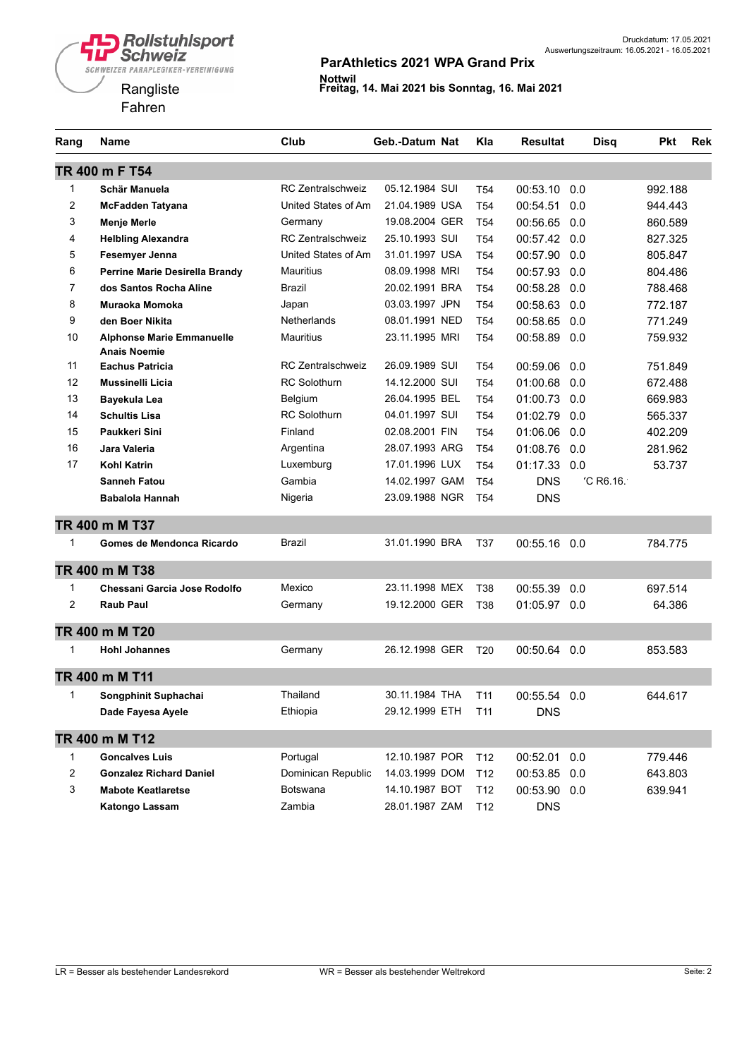Rollstuhlsport Schweiz
SCHWEIZER PARAPLEGIKER-VEREINIGUNG

Rangliste
Fahren

Druckdatum: 17.05.2021
Auswertungszeitraum: 16.05.2021 - 16.05.2021

## ParAthletics 2021 WPA Grand Prix

**Nottwil**
**Freitag, 14. Mai 2021 bis Sonntag, 16. Mai 2021**

| Rang | Name | Club | Geb.-Datum | Nat | Kla | Resultat | | Disq | Pkt | Rek |
|---|---|---|---|---|---|---|---|---|---|---|
| **TR 400 m F T54** | | | | | | | | | | |
| 1 | **Schär Manuela** | RC Zentralschweiz | 05.12.1984 | SUI | T54 | 00:53.10 | 0.0 | | 992.188 | |
| 2 | **McFadden Tatyana** | United States of Am | 21.04.1989 | USA | T54 | 00:54.51 | 0.0 | | 944.443 | |
| 3 | **Menje Merle** | Germany | 19.08.2004 | GER | T54 | 00:56.65 | 0.0 | | 860.589 | |
| 4 | **Helbling Alexandra** | RC Zentralschweiz | 25.10.1993 | SUI | T54 | 00:57.42 | 0.0 | | 827.325 | |
| 5 | **Fesemyer Jenna** | United States of Am | 31.01.1997 | USA | T54 | 00:57.90 | 0.0 | | 805.847 | |
| 6 | **Perrine Marie Desirella Brandy** | Mauritius | 08.09.1998 | MRI | T54 | 00:57.93 | 0.0 | | 804.486 | |
| 7 | **dos Santos Rocha Aline** | Brazil | 20.02.1991 | BRA | T54 | 00:58.28 | 0.0 | | 788.468 | |
| 8 | **Muraoka Momoka** | Japan | 03.03.1997 | JPN | T54 | 00:58.63 | 0.0 | | 772.187 | |
| 9 | **den Boer Nikita** | Netherlands | 08.01.1991 | NED | T54 | 00:58.65 | 0.0 | | 771.249 | |
| 10 | **Alphonse Marie Emmanuelle Anais Noemie** | Mauritius | 23.11.1995 | MRI | T54 | 00:58.89 | 0.0 | | 759.932 | |
| 11 | **Eachus Patricia** | RC Zentralschweiz | 26.09.1989 | SUI | T54 | 00:59.06 | 0.0 | | 751.849 | |
| 12 | **Mussinelli Licia** | RC Solothurn | 14.12.2000 | SUI | T54 | 01:00.68 | 0.0 | | 672.488 | |
| 13 | **Bayekula Lea** | Belgium | 26.04.1995 | BEL | T54 | 01:00.73 | 0.0 | | 669.983 | |
| 14 | **Schultis Lisa** | RC Solothurn | 04.01.1997 | SUI | T54 | 01:02.79 | 0.0 | | 565.337 | |
| 15 | **Paukkeri Sini** | Finland | 02.08.2001 | FIN | T54 | 01:06.06 | 0.0 | | 402.209 | |
| 16 | **Jara Valeria** | Argentina | 28.07.1993 | ARG | T54 | 01:08.76 | 0.0 | | 281.962 | |
| 17 | **Kohl Katrin** | Luxemburg | 17.01.1996 | LUX | T54 | 01:17.33 | 0.0 | | 53.737 | |
| | **Sanneh Fatou** | Gambia | 14.02.1997 | GAM | T54 | DNS | | 'C R6.16.' | | |
| | **Babalola Hannah** | Nigeria | 23.09.1988 | NGR | T54 | DNS | | | | |
| **TR 400 m M T37** | | | | | | | | | | |
| 1 | **Gomes de Mendonca Ricardo** | Brazil | 31.01.1990 | BRA | T37 | 00:55.16 | 0.0 | | 784.775 | |
| **TR 400 m M T38** | | | | | | | | | | |
| 1 | **Chessani Garcia Jose Rodolfo** | Mexico | 23.11.1998 | MEX | T38 | 00:55.39 | 0.0 | | 697.514 | |
| 2 | **Raub Paul** | Germany | 19.12.2000 | GER | T38 | 01:05.97 | 0.0 | | 64.386 | |
| **TR 400 m M T20** | | | | | | | | | | |
| 1 | **Hohl Johannes** | Germany | 26.12.1998 | GER | T20 | 00:50.64 | 0.0 | | 853.583 | |
| **TR 400 m M T11** | | | | | | | | | | |
| 1 | **Songphinit Suphachai** | Thailand | 30.11.1984 | THA | T11 | 00:55.54 | 0.0 | | 644.617 | |
| | **Dade Fayesa Ayele** | Ethiopia | 29.12.1999 | ETH | T11 | DNS | | | | |
| **TR 400 m M T12** | | | | | | | | | | |
| 1 | **Goncalves Luis** | Portugal | 12.10.1987 | POR | T12 | 00:52.01 | 0.0 | | 779.446 | |
| 2 | **Gonzalez Richard Daniel** | Dominican Republic | 14.03.1999 | DOM | T12 | 00:53.85 | 0.0 | | 643.803 | |
| 3 | **Mabote Keatlaretse** | Botswana | 14.10.1987 | BOT | T12 | 00:53.90 | 0.0 | | 639.941 | |
| | **Katongo Lassam** | Zambia | 28.01.1987 | ZAM | T12 | DNS | | | | |

LR = Besser als bestehender Landesrekord — WR = Besser als bestehender Weltrekord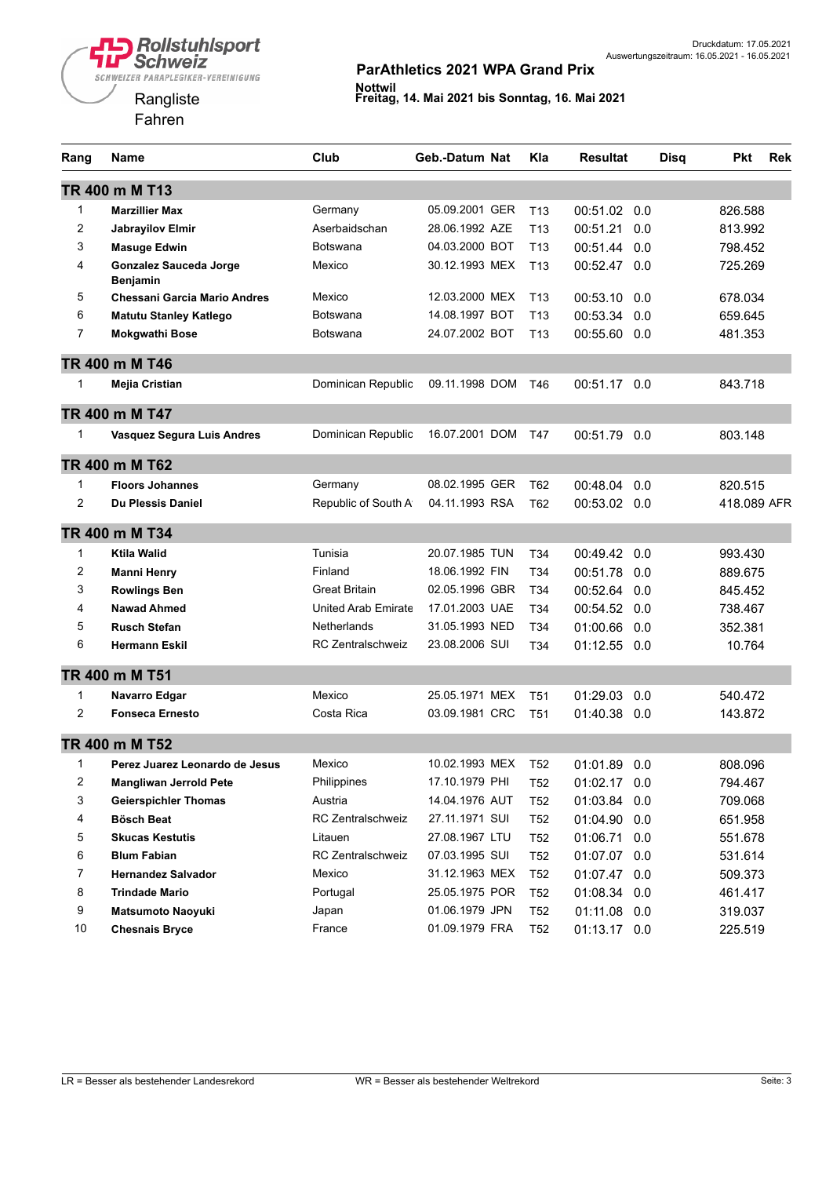Druckdatum: 17.05.2021
Auswertungszeitraum: 16.05.2021 - 16.05.2021

Rollstuhlsport Schweiz
SCHWEIZER PARAPLEGIKER-VEREINIGUNG

Rangliste
Fahren

## ParAthletics 2021 WPA Grand Prix

**Nottwil**
**Freitag, 14. Mai 2021 bis Sonntag, 16. Mai 2021**

| Rang | Name | Club | Geb.-Datum | Nat | Kla | Resultat | | Disq | Pkt | Rek |
|---|---|---|---|---|---|---|---|---|---|---|
| **TR 400 m M T13** | | | | | | | | | | |
| 1 | **Marzillier Max** | Germany | 05.09.2001 | GER | T13 | 00:51.02 | 0.0 | | 826.588 | |
| 2 | **Jabrayilov Elmir** | Aserbaidschan | 28.06.1992 | AZE | T13 | 00:51.21 | 0.0 | | 813.992 | |
| 3 | **Masuge Edwin** | Botswana | 04.03.2000 | BOT | T13 | 00:51.44 | 0.0 | | 798.452 | |
| 4 | **Gonzalez Sauceda Jorge Benjamin** | Mexico | 30.12.1993 | MEX | T13 | 00:52.47 | 0.0 | | 725.269 | |
| 5 | **Chessani Garcia Mario Andres** | Mexico | 12.03.2000 | MEX | T13 | 00:53.10 | 0.0 | | 678.034 | |
| 6 | **Matutu Stanley Katlego** | Botswana | 14.08.1997 | BOT | T13 | 00:53.34 | 0.0 | | 659.645 | |
| 7 | **Mokgwathi Bose** | Botswana | 24.07.2002 | BOT | T13 | 00:55.60 | 0.0 | | 481.353 | |
| **TR 400 m M T46** | | | | | | | | | | |
| 1 | **Mejia Cristian** | Dominican Republic | 09.11.1998 | DOM | T46 | 00:51.17 | 0.0 | | 843.718 | |
| **TR 400 m M T47** | | | | | | | | | | |
| 1 | **Vasquez Segura Luis Andres** | Dominican Republic | 16.07.2001 | DOM | T47 | 00:51.79 | 0.0 | | 803.148 | |
| **TR 400 m M T62** | | | | | | | | | | |
| 1 | **Floors Johannes** | Germany | 08.02.1995 | GER | T62 | 00:48.04 | 0.0 | | 820.515 | |
| 2 | **Du Plessis Daniel** | Republic of South A | 04.11.1993 | RSA | T62 | 00:53.02 | 0.0 | | 418.089 | AFR |
| **TR 400 m M T34** | | | | | | | | | | |
| 1 | **Ktila Walid** | Tunisia | 20.07.1985 | TUN | T34 | 00:49.42 | 0.0 | | 993.430 | |
| 2 | **Manni Henry** | Finland | 18.06.1992 | FIN | T34 | 00:51.78 | 0.0 | | 889.675 | |
| 3 | **Rowlings Ben** | Great Britain | 02.05.1996 | GBR | T34 | 00:52.64 | 0.0 | | 845.452 | |
| 4 | **Nawad Ahmed** | United Arab Emirate | 17.01.2003 | UAE | T34 | 00:54.52 | 0.0 | | 738.467 | |
| 5 | **Rusch Stefan** | Netherlands | 31.05.1993 | NED | T34 | 01:00.66 | 0.0 | | 352.381 | |
| 6 | **Hermann Eskil** | RC Zentralschweiz | 23.08.2006 | SUI | T34 | 01:12.55 | 0.0 | | 10.764 | |
| **TR 400 m M T51** | | | | | | | | | | |
| 1 | **Navarro Edgar** | Mexico | 25.05.1971 | MEX | T51 | 01:29.03 | 0.0 | | 540.472 | |
| 2 | **Fonseca Ernesto** | Costa Rica | 03.09.1981 | CRC | T51 | 01:40.38 | 0.0 | | 143.872 | |
| **TR 400 m M T52** | | | | | | | | | | |
| 1 | **Perez Juarez Leonardo de Jesus** | Mexico | 10.02.1993 | MEX | T52 | 01:01.89 | 0.0 | | 808.096 | |
| 2 | **Mangliwan Jerrold Pete** | Philippines | 17.10.1979 | PHI | T52 | 01:02.17 | 0.0 | | 794.467 | |
| 3 | **Geierspichler Thomas** | Austria | 14.04.1976 | AUT | T52 | 01:03.84 | 0.0 | | 709.068 | |
| 4 | **Bösch Beat** | RC Zentralschweiz | 27.11.1971 | SUI | T52 | 01:04.90 | 0.0 | | 651.958 | |
| 5 | **Skucas Kestutis** | Litauen | 27.08.1967 | LTU | T52 | 01:06.71 | 0.0 | | 551.678 | |
| 6 | **Blum Fabian** | RC Zentralschweiz | 07.03.1995 | SUI | T52 | 01:07.07 | 0.0 | | 531.614 | |
| 7 | **Hernandez Salvador** | Mexico | 31.12.1963 | MEX | T52 | 01:07.47 | 0.0 | | 509.373 | |
| 8 | **Trindade Mario** | Portugal | 25.05.1975 | POR | T52 | 01:08.34 | 0.0 | | 461.417 | |
| 9 | **Matsumoto Naoyuki** | Japan | 01.06.1979 | JPN | T52 | 01:11.08 | 0.0 | | 319.037 | |
| 10 | **Chesnais Bryce** | France | 01.09.1979 | FRA | T52 | 01:13.17 | 0.0 | | 225.519 | |

LR = Besser als bestehender Landesrekord    WR = Besser als bestehender Weltrekord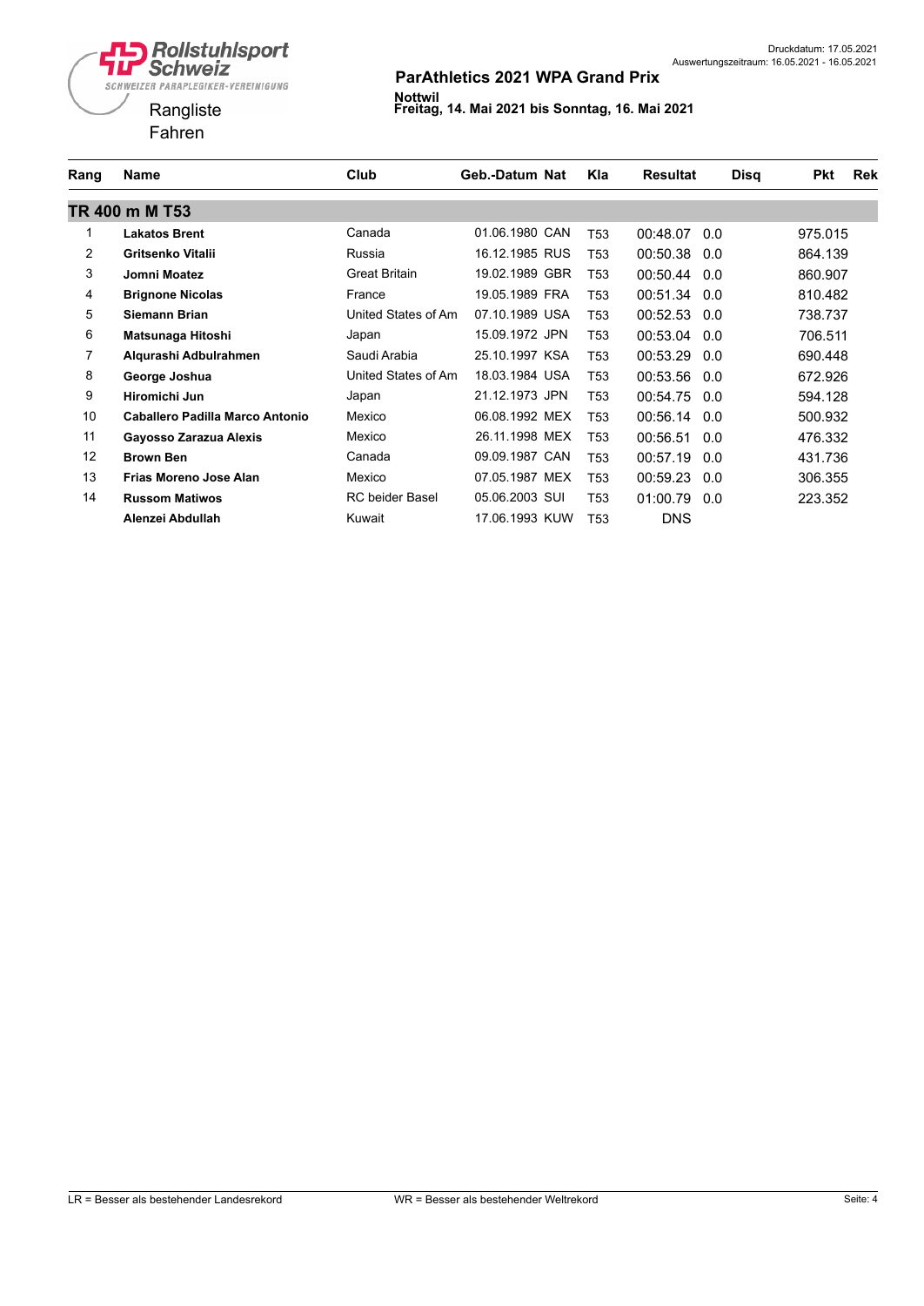Rollstuhlsport Schweiz
SCHWEIZER PARAPLEGIKER-VEREINIGUNG

Rangliste
Fahren

Druckdatum: 17.05.2021
Auswertungszeitraum: 16.05.2021 - 16.05.2021

## ParAthletics 2021 WPA Grand Prix

**Nottwil**
**Freitag, 14. Mai 2021 bis Sonntag, 16. Mai 2021**

| Rang | Name | Club | Geb.-Datum | Nat | Kla | Resultat | | Disq | Pkt | Rek |
|---|---|---|---|---|---|---|---|---|---|---|
| **TR 400 m M T53** | | | | | | | | | | |
| 1 | **Lakatos Brent** | Canada | 01.06.1980 | CAN | T53 | 00:48.07 | 0.0 | | 975.015 | |
| 2 | **Gritsenko Vitalii** | Russia | 16.12.1985 | RUS | T53 | 00:50.38 | 0.0 | | 864.139 | |
| 3 | **Jomni Moatez** | Great Britain | 19.02.1989 | GBR | T53 | 00:50.44 | 0.0 | | 860.907 | |
| 4 | **Brignone Nicolas** | France | 19.05.1989 | FRA | T53 | 00:51.34 | 0.0 | | 810.482 | |
| 5 | **Siemann Brian** | United States of Am | 07.10.1989 | USA | T53 | 00:52.53 | 0.0 | | 738.737 | |
| 6 | **Matsunaga Hitoshi** | Japan | 15.09.1972 | JPN | T53 | 00:53.04 | 0.0 | | 706.511 | |
| 7 | **Alqurashi Adbulrahmen** | Saudi Arabia | 25.10.1997 | KSA | T53 | 00:53.29 | 0.0 | | 690.448 | |
| 8 | **George Joshua** | United States of Am | 18.03.1984 | USA | T53 | 00:53.56 | 0.0 | | 672.926 | |
| 9 | **Hiromichi Jun** | Japan | 21.12.1973 | JPN | T53 | 00:54.75 | 0.0 | | 594.128 | |
| 10 | **Caballero Padilla Marco Antonio** | Mexico | 06.08.1992 | MEX | T53 | 00:56.14 | 0.0 | | 500.932 | |
| 11 | **Gayosso Zarazua Alexis** | Mexico | 26.11.1998 | MEX | T53 | 00:56.51 | 0.0 | | 476.332 | |
| 12 | **Brown Ben** | Canada | 09.09.1987 | CAN | T53 | 00:57.19 | 0.0 | | 431.736 | |
| 13 | **Frias Moreno Jose Alan** | Mexico | 07.05.1987 | MEX | T53 | 00:59.23 | 0.0 | | 306.355 | |
| 14 | **Russom Matiwos** | RC beider Basel | 05.06.2003 | SUI | T53 | 01:00.79 | 0.0 | | 223.352 | |
| | **Alenzei Abdullah** | Kuwait | 17.06.1993 | KUW | T53 | DNS | | | | |

LR = Besser als bestehender Landesrekord WR = Besser als bestehender Weltrekord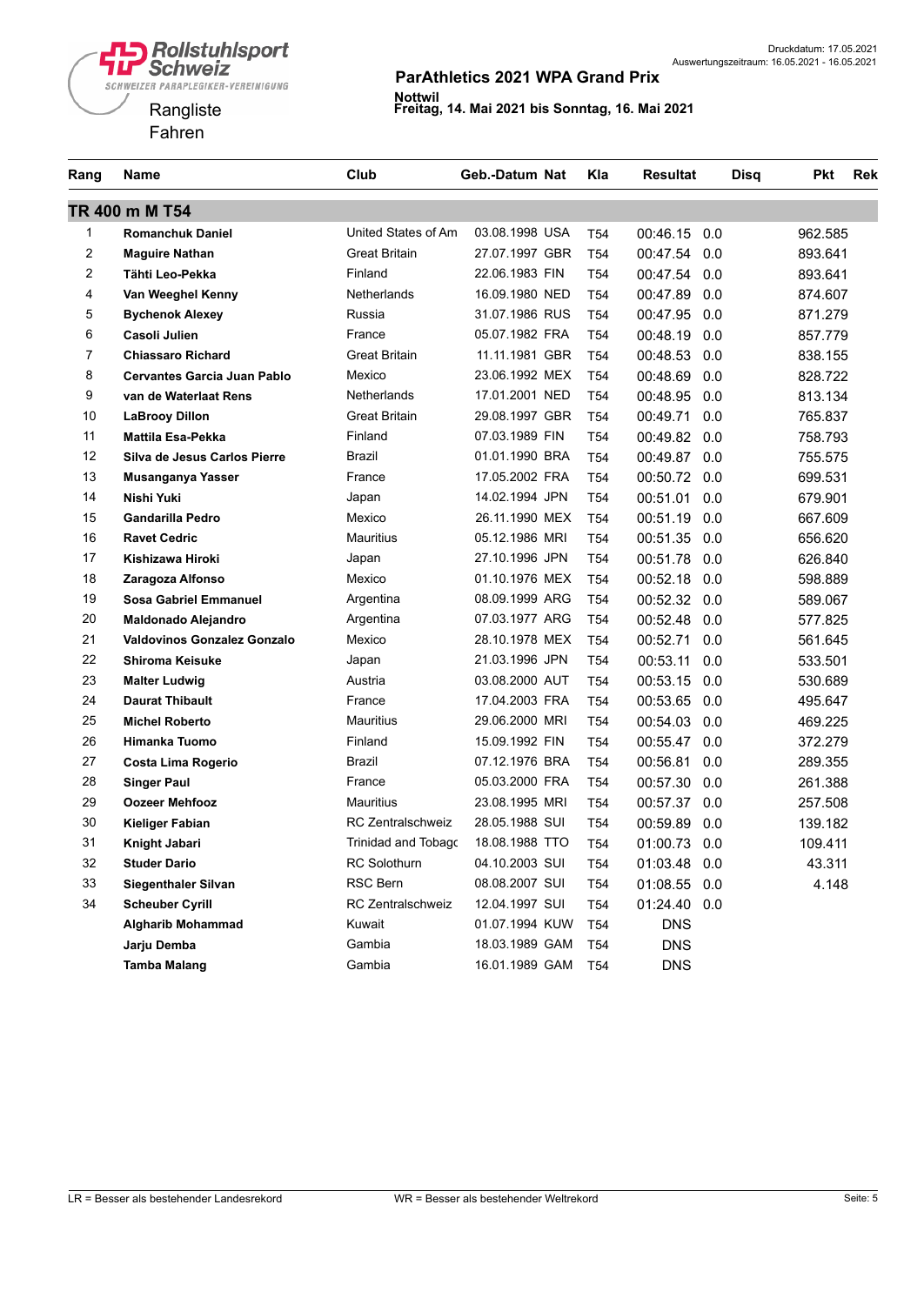Rollstuhlsport Schweiz
SCHWEIZER PARAPLEGIKER-VEREINIGUNG

Rangliste
Fahren

Druckdatum: 17.05.2021
Auswertungszeitraum: 16.05.2021 - 16.05.2021

## ParAthletics 2021 WPA Grand Prix

**Nottwil**
**Freitag, 14. Mai 2021 bis Sonntag, 16. Mai 2021**

| Rang | Name | Club | Geb.-Datum | Nat | Kla | Resultat | | Disq | Pkt | Rek |
|---|---|---|---|---|---|---|---|---|---|---|
| **TR 400 m M T54** | | | | | | | | | | |
| 1 | **Romanchuk Daniel** | United States of Am | 03.08.1998 | USA | T54 | 00:46.15 | 0.0 | | 962.585 | |
| 2 | **Maguire Nathan** | Great Britain | 27.07.1997 | GBR | T54 | 00:47.54 | 0.0 | | 893.641 | |
| 2 | **Tähti Leo-Pekka** | Finland | 22.06.1983 | FIN | T54 | 00:47.54 | 0.0 | | 893.641 | |
| 4 | **Van Weeghel Kenny** | Netherlands | 16.09.1980 | NED | T54 | 00:47.89 | 0.0 | | 874.607 | |
| 5 | **Bychenok Alexey** | Russia | 31.07.1986 | RUS | T54 | 00:47.95 | 0.0 | | 871.279 | |
| 6 | **Casoli Julien** | France | 05.07.1982 | FRA | T54 | 00:48.19 | 0.0 | | 857.779 | |
| 7 | **Chiassaro Richard** | Great Britain | 11.11.1981 | GBR | T54 | 00:48.53 | 0.0 | | 838.155 | |
| 8 | **Cervantes Garcia Juan Pablo** | Mexico | 23.06.1992 | MEX | T54 | 00:48.69 | 0.0 | | 828.722 | |
| 9 | **van de Waterlaat Rens** | Netherlands | 17.01.2001 | NED | T54 | 00:48.95 | 0.0 | | 813.134 | |
| 10 | **LaBrooy Dillon** | Great Britain | 29.08.1997 | GBR | T54 | 00:49.71 | 0.0 | | 765.837 | |
| 11 | **Mattila Esa-Pekka** | Finland | 07.03.1989 | FIN | T54 | 00:49.82 | 0.0 | | 758.793 | |
| 12 | **Silva de Jesus Carlos Pierre** | Brazil | 01.01.1990 | BRA | T54 | 00:49.87 | 0.0 | | 755.575 | |
| 13 | **Musanganya Yasser** | France | 17.05.2002 | FRA | T54 | 00:50.72 | 0.0 | | 699.531 | |
| 14 | **Nishi Yuki** | Japan | 14.02.1994 | JPN | T54 | 00:51.01 | 0.0 | | 679.901 | |
| 15 | **Gandarilla Pedro** | Mexico | 26.11.1990 | MEX | T54 | 00:51.19 | 0.0 | | 667.609 | |
| 16 | **Ravet Cedric** | Mauritius | 05.12.1986 | MRI | T54 | 00:51.35 | 0.0 | | 656.620 | |
| 17 | **Kishizawa Hiroki** | Japan | 27.10.1996 | JPN | T54 | 00:51.78 | 0.0 | | 626.840 | |
| 18 | **Zaragoza Alfonso** | Mexico | 01.10.1976 | MEX | T54 | 00:52.18 | 0.0 | | 598.889 | |
| 19 | **Sosa Gabriel Emmanuel** | Argentina | 08.09.1999 | ARG | T54 | 00:52.32 | 0.0 | | 589.067 | |
| 20 | **Maldonado Alejandro** | Argentina | 07.03.1977 | ARG | T54 | 00:52.48 | 0.0 | | 577.825 | |
| 21 | **Valdovinos Gonzalez Gonzalo** | Mexico | 28.10.1978 | MEX | T54 | 00:52.71 | 0.0 | | 561.645 | |
| 22 | **Shiroma Keisuke** | Japan | 21.03.1996 | JPN | T54 | 00:53.11 | 0.0 | | 533.501 | |
| 23 | **Malter Ludwig** | Austria | 03.08.2000 | AUT | T54 | 00:53.15 | 0.0 | | 530.689 | |
| 24 | **Daurat Thibault** | France | 17.04.2003 | FRA | T54 | 00:53.65 | 0.0 | | 495.647 | |
| 25 | **Michel Roberto** | Mauritius | 29.06.2000 | MRI | T54 | 00:54.03 | 0.0 | | 469.225 | |
| 26 | **Himanka Tuomo** | Finland | 15.09.1992 | FIN | T54 | 00:55.47 | 0.0 | | 372.279 | |
| 27 | **Costa Lima Rogerio** | Brazil | 07.12.1976 | BRA | T54 | 00:56.81 | 0.0 | | 289.355 | |
| 28 | **Singer Paul** | France | 05.03.2000 | FRA | T54 | 00:57.30 | 0.0 | | 261.388 | |
| 29 | **Oozeer Mehfooz** | Mauritius | 23.08.1995 | MRI | T54 | 00:57.37 | 0.0 | | 257.508 | |
| 30 | **Kieliger Fabian** | RC Zentralschweiz | 28.05.1988 | SUI | T54 | 00:59.89 | 0.0 | | 139.182 | |
| 31 | **Knight Jabari** | Trinidad and Tobagc | 18.08.1988 | TTO | T54 | 01:00.73 | 0.0 | | 109.411 | |
| 32 | **Studer Dario** | RC Solothurn | 04.10.2003 | SUI | T54 | 01:03.48 | 0.0 | | 43.311 | |
| 33 | **Siegenthaler Silvan** | RSC Bern | 08.08.2007 | SUI | T54 | 01:08.55 | 0.0 | | 4.148 | |
| 34 | **Scheuber Cyrill** | RC Zentralschweiz | 12.04.1997 | SUI | T54 | 01:24.40 | 0.0 | | | |
| | **Algharib Mohammad** | Kuwait | 01.07.1994 | KUW | T54 | DNS | | | | |
| | **Jarju Demba** | Gambia | 18.03.1989 | GAM | T54 | DNS | | | | |
| | **Tamba Malang** | Gambia | 16.01.1989 | GAM | T54 | DNS | | | | |

LR = Besser als bestehender Landesrekord    WR = Besser als bestehender Weltrekord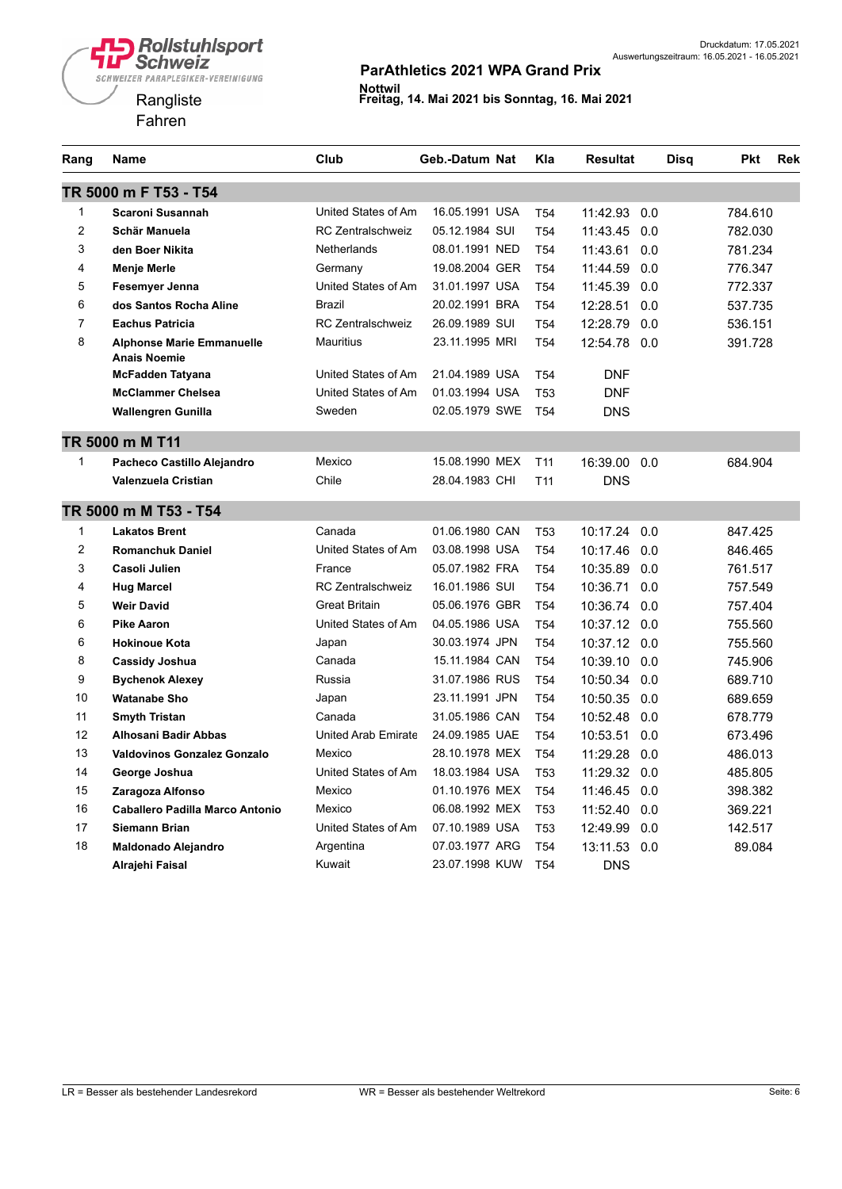Rollstuhlsport Schweiz
SCHWEIZER PARAPLEGIKER-VEREINIGUNG

Rangliste
Fahren

Druckdatum: 17.05.2021
Auswertungszeitraum: 16.05.2021 - 16.05.2021

## ParAthletics 2021 WPA Grand Prix

**Nottwil**
**Freitag, 14. Mai 2021 bis Sonntag, 16. Mai 2021**

| Rang | Name | Club | Geb.-Datum | Nat | Kla | Resultat | | Disq | Pkt | Rek |
|---|---|---|---|---|---|---|---|---|---|---|
| **TR 5000 m F T53 - T54** | | | | | | | | | | |
| 1 | **Scaroni Susannah** | United States of Am | 16.05.1991 | USA | T54 | 11:42.93 | 0.0 | | 784.610 | |
| 2 | **Schär Manuela** | RC Zentralschweiz | 05.12.1984 | SUI | T54 | 11:43.45 | 0.0 | | 782.030 | |
| 3 | **den Boer Nikita** | Netherlands | 08.01.1991 | NED | T54 | 11:43.61 | 0.0 | | 781.234 | |
| 4 | **Menje Merle** | Germany | 19.08.2004 | GER | T54 | 11:44.59 | 0.0 | | 776.347 | |
| 5 | **Fesemyer Jenna** | United States of Am | 31.01.1997 | USA | T54 | 11:45.39 | 0.0 | | 772.337 | |
| 6 | **dos Santos Rocha Aline** | Brazil | 20.02.1991 | BRA | T54 | 12:28.51 | 0.0 | | 537.735 | |
| 7 | **Eachus Patricia** | RC Zentralschweiz | 26.09.1989 | SUI | T54 | 12:28.79 | 0.0 | | 536.151 | |
| 8 | **Alphonse Marie Emmanuelle Anais Noemie** | Mauritius | 23.11.1995 | MRI | T54 | 12:54.78 | 0.0 | | 391.728 | |
| | **McFadden Tatyana** | United States of Am | 21.04.1989 | USA | T54 | DNF | | | | |
| | **McClammer Chelsea** | United States of Am | 01.03.1994 | USA | T53 | DNF | | | | |
| | **Wallengren Gunilla** | Sweden | 02.05.1979 | SWE | T54 | DNS | | | | |
| **TR 5000 m M T11** | | | | | | | | | | |
| 1 | **Pacheco Castillo Alejandro** | Mexico | 15.08.1990 | MEX | T11 | 16:39.00 | 0.0 | | 684.904 | |
| | **Valenzuela Cristian** | Chile | 28.04.1983 | CHI | T11 | DNS | | | | |
| **TR 5000 m M T53 - T54** | | | | | | | | | | |
| 1 | **Lakatos Brent** | Canada | 01.06.1980 | CAN | T53 | 10:17.24 | 0.0 | | 847.425 | |
| 2 | **Romanchuk Daniel** | United States of Am | 03.08.1998 | USA | T54 | 10:17.46 | 0.0 | | 846.465 | |
| 3 | **Casoli Julien** | France | 05.07.1982 | FRA | T54 | 10:35.89 | 0.0 | | 761.517 | |
| 4 | **Hug Marcel** | RC Zentralschweiz | 16.01.1986 | SUI | T54 | 10:36.71 | 0.0 | | 757.549 | |
| 5 | **Weir David** | Great Britain | 05.06.1976 | GBR | T54 | 10:36.74 | 0.0 | | 757.404 | |
| 6 | **Pike Aaron** | United States of Am | 04.05.1986 | USA | T54 | 10:37.12 | 0.0 | | 755.560 | |
| 6 | **Hokinoue Kota** | Japan | 30.03.1974 | JPN | T54 | 10:37.12 | 0.0 | | 755.560 | |
| 8 | **Cassidy Joshua** | Canada | 15.11.1984 | CAN | T54 | 10:39.10 | 0.0 | | 745.906 | |
| 9 | **Bychenok Alexey** | Russia | 31.07.1986 | RUS | T54 | 10:50.34 | 0.0 | | 689.710 | |
| 10 | **Watanabe Sho** | Japan | 23.11.1991 | JPN | T54 | 10:50.35 | 0.0 | | 689.659 | |
| 11 | **Smyth Tristan** | Canada | 31.05.1986 | CAN | T54 | 10:52.48 | 0.0 | | 678.779 | |
| 12 | **Alhosani Badir Abbas** | United Arab Emirate | 24.09.1985 | UAE | T54 | 10:53.51 | 0.0 | | 673.496 | |
| 13 | **Valdovinos Gonzalez Gonzalo** | Mexico | 28.10.1978 | MEX | T54 | 11:29.28 | 0.0 | | 486.013 | |
| 14 | **George Joshua** | United States of Am | 18.03.1984 | USA | T53 | 11:29.32 | 0.0 | | 485.805 | |
| 15 | **Zaragoza Alfonso** | Mexico | 01.10.1976 | MEX | T54 | 11:46.45 | 0.0 | | 398.382 | |
| 16 | **Caballero Padilla Marco Antonio** | Mexico | 06.08.1992 | MEX | T53 | 11:52.40 | 0.0 | | 369.221 | |
| 17 | **Siemann Brian** | United States of Am | 07.10.1989 | USA | T53 | 12:49.99 | 0.0 | | 142.517 | |
| 18 | **Maldonado Alejandro** | Argentina | 07.03.1977 | ARG | T54 | 13:11.53 | 0.0 | | 89.084 | |
| | **Alrajehi Faisal** | Kuwait | 23.07.1998 | KUW | T54 | DNS | | | | |

LR = Besser als bestehender Landesrekord    WR = Besser als bestehender Weltrekord